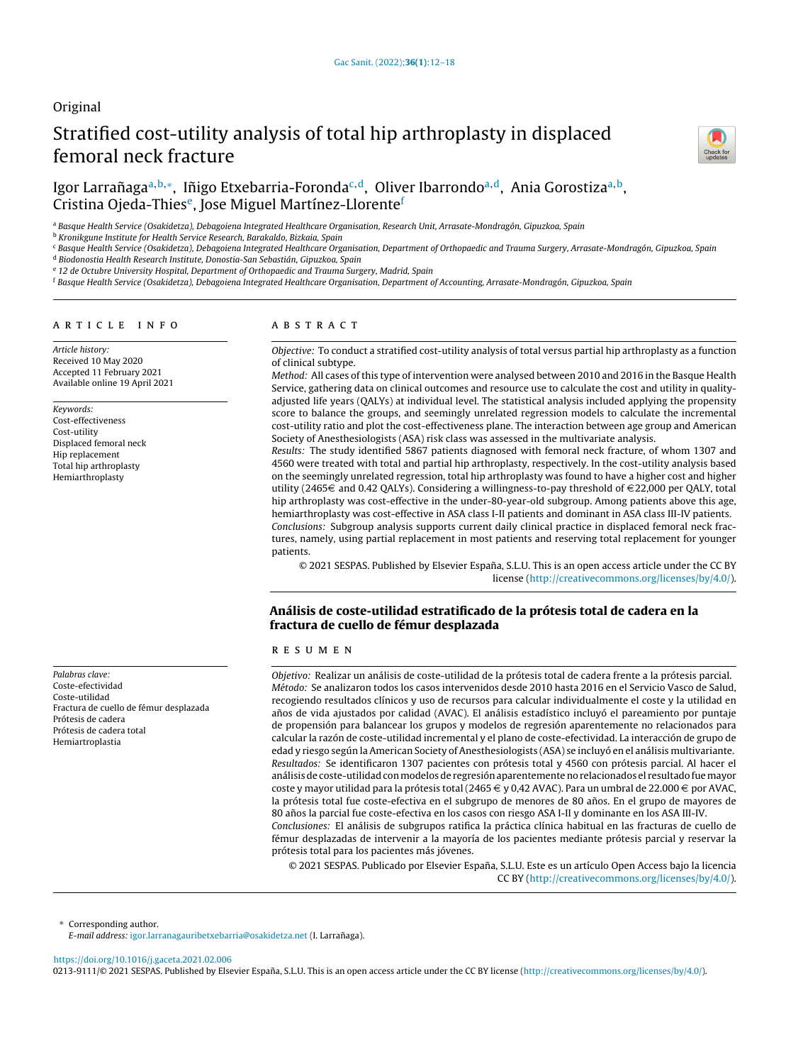Original

# Stratified cost-utility analysis of total hip arthroplasty in displaced femoral neck fracture

Igor Larrañaga[a,b,*], Iñigo Etxebarria-Foronda[c,d], Oliver Ibarrondo[a,d], Ania Gorostiza[a,b], Cristina Ojeda-Thies[e], Jose Miguel Martínez-Llorente[f]

[a] Basque Health Service (Osakidetza), Debagoiena Integrated Healthcare Organisation, Research Unit, Arrasate-Mondragón, Gipuzkoa, Spain
[b] Kronikgune Institute for Health Service Research, Barakaldo, Bizkaia, Spain
[c] Basque Health Service (Osakidetza), Debagoiena Integrated Healthcare Organisation, Department of Orthopaedic and Trauma Surgery, Arrasate-Mondragón, Gipuzkoa, Spain
[d] Biodonostia Health Research Institute, Donostia-San Sebastián, Gipuzkoa, Spain
[e] 12 de Octubre University Hospital, Department of Orthopaedic and Trauma Surgery, Madrid, Spain
[f] Basque Health Service (Osakidetza), Debagoiena Integrated Healthcare Organisation, Department of Accounting, Arrasate-Mondragón, Gipuzkoa, Spain

## ARTICLE INFO

*Article history:*
Received 10 May 2020
Accepted 11 February 2021
Available online 19 April 2021

*Keywords:*
Cost-effectiveness
Cost-utility
Displaced femoral neck
Hip replacement
Total hip arthroplasty
Hemiarthroplasty

## ABSTRACT

*Objective:* To conduct a stratified cost-utility analysis of total versus partial hip arthroplasty as a function of clinical subtype.

*Method:* All cases of this type of intervention were analysed between 2010 and 2016 in the Basque Health Service, gathering data on clinical outcomes and resource use to calculate the cost and utility in quality-adjusted life years (QALYs) at individual level. The statistical analysis included applying the propensity score to balance the groups, and seemingly unrelated regression models to calculate the incremental cost-utility ratio and plot the cost-effectiveness plane. The interaction between age group and American Society of Anesthesiologists (ASA) risk class was assessed in the multivariate analysis.

*Results:* The study identified 5867 patients diagnosed with femoral neck fracture, of whom 1307 and 4560 were treated with total and partial hip arthroplasty, respectively. In the cost-utility analysis based on the seemingly unrelated regression, total hip arthroplasty was found to have a higher cost and higher utility (2465€ and 0.42 QALYs). Considering a willingness-to-pay threshold of €22,000 per QALY, total hip arthroplasty was cost-effective in the under-80-year-old subgroup. Among patients above this age, hemiarthroplasty was cost-effective in ASA class I-II patients and dominant in ASA class III-IV patients.

*Conclusions:* Subgroup analysis supports current daily clinical practice in displaced femoral neck fractures, namely, using partial replacement in most patients and reserving total replacement for younger patients.

© 2021 SESPAS. Published by Elsevier España, S.L.U. This is an open access article under the CC BY license (http://creativecommons.org/licenses/by/4.0/).

## Análisis de coste-utilidad estratificado de la prótesis total de cadera en la fractura de cuello de fémur desplazada

*Palabras clave:*
Coste-efectividad
Coste-utilidad
Fractura de cuello de fémur desplazada
Prótesis de cadera
Prótesis de cadera total
Hemiartroplastia

## RESUMEN

*Objetivo:* Realizar un análisis de coste-utilidad de la prótesis total de cadera frente a la prótesis parcial.

*Método:* Se analizaron todos los casos intervenidos desde 2010 hasta 2016 en el Servicio Vasco de Salud, recogiendo resultados clínicos y uso de recursos para calcular individualmente el coste y la utilidad en años de vida ajustados por calidad (AVAC). El análisis estadístico incluyó el pareamiento por puntaje de propensión para balancear los grupos y modelos de regresión aparentemente no relacionados para calcular la razón de coste-utilidad incremental y el plano de coste-efectividad. La interacción de grupo de edad y riesgo según la American Society of Anesthesiologists (ASA) se incluyó en el análisis multivariante.

*Resultados:* Se identificaron 1307 pacientes con prótesis total y 4560 con prótesis parcial. Al hacer el análisis de coste-utilidad con modelos de regresión aparentemente no relacionados el resultado fue mayor coste y mayor utilidad para la prótesis total (2465 € y 0,42 AVAC). Para un umbral de 22.000 € por AVAC, la prótesis total fue coste-efectiva en el subgrupo de menores de 80 años. En el grupo de mayores de 80 años la parcial fue coste-efectiva en los casos con riesgo ASA I-II y dominante en los ASA III-IV.

*Conclusiones:* El análisis de subgrupos ratifica la práctica clínica habitual en las fracturas de cuello de fémur desplazadas de intervenir a la mayoría de los pacientes mediante prótesis parcial y reservar la prótesis total para los pacientes más jóvenes.

© 2021 SESPAS. Publicado por Elsevier España, S.L.U. Este es un artículo Open Access bajo la licencia CC BY (http://creativecommons.org/licenses/by/4.0/).

* Corresponding author.
*E-mail address:* igor.larranagauribetxebarria@osakidetza.net (I. Larrañaga).

https://doi.org/10.1016/j.gaceta.2021.02.006
0213-9111/© 2021 SESPAS. Published by Elsevier España, S.L.U. This is an open access article under the CC BY license (http://creativecommons.org/licenses/by/4.0/).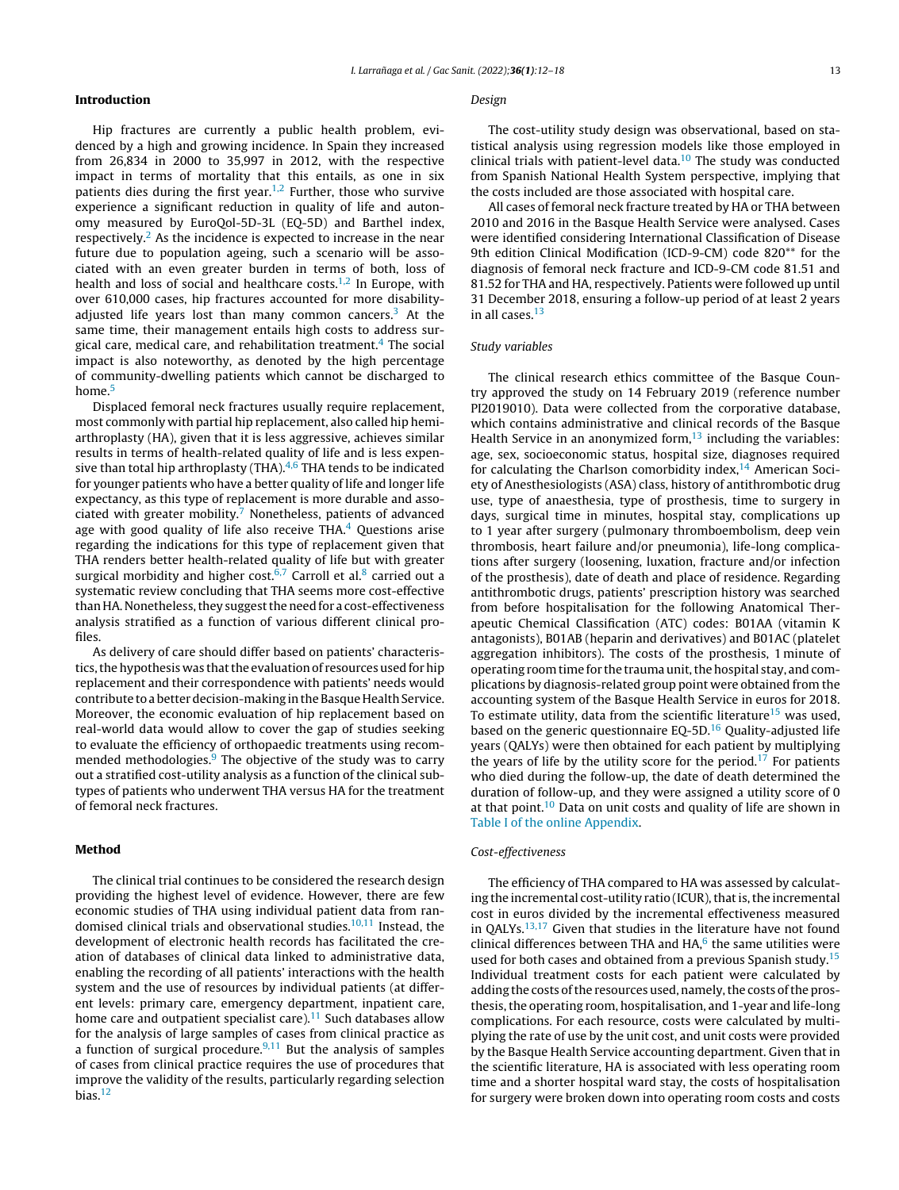## Introduction

Hip fractures are currently a public health problem, evidenced by a high and growing incidence. In Spain they increased from 26,834 in 2000 to 35,997 in 2012, with the respective impact in terms of mortality that this entails, as one in six patients dies during the first year.[1,2] Further, those who survive experience a significant reduction in quality of life and autonomy measured by EuroQol-5D-3L (EQ-5D) and Barthel index, respectively.[2] As the incidence is expected to increase in the near future due to population ageing, such a scenario will be associated with an even greater burden in terms of both, loss of health and loss of social and healthcare costs.[1,2] In Europe, with over 610,000 cases, hip fractures accounted for more disability-adjusted life years lost than many common cancers.[3] At the same time, their management entails high costs to address surgical care, medical care, and rehabilitation treatment.[4] The social impact is also noteworthy, as denoted by the high percentage of community-dwelling patients which cannot be discharged to home.[5]

Displaced femoral neck fractures usually require replacement, most commonly with partial hip replacement, also called hip hemiarthroplasty (HA), given that it is less aggressive, achieves similar results in terms of health-related quality of life and is less expensive than total hip arthroplasty (THA).[4,6] THA tends to be indicated for younger patients who have a better quality of life and longer life expectancy, as this type of replacement is more durable and associated with greater mobility.[7] Nonetheless, patients of advanced age with good quality of life also receive THA.[4] Questions arise regarding the indications for this type of replacement given that THA renders better health-related quality of life but with greater surgical morbidity and higher cost.[6,7] Carroll et al.[8] carried out a systematic review concluding that THA seems more cost-effective than HA. Nonetheless, they suggest the need for a cost-effectiveness analysis stratified as a function of various different clinical profiles.

As delivery of care should differ based on patients' characteristics, the hypothesis was that the evaluation of resources used for hip replacement and their correspondence with patients' needs would contribute to a better decision-making in the Basque Health Service. Moreover, the economic evaluation of hip replacement based on real-world data would allow to cover the gap of studies seeking to evaluate the efficiency of orthopaedic treatments using recommended methodologies.[9] The objective of the study was to carry out a stratified cost-utility analysis as a function of the clinical subtypes of patients who underwent THA versus HA for the treatment of femoral neck fractures.

## Method

The clinical trial continues to be considered the research design providing the highest level of evidence. However, there are few economic studies of THA using individual patient data from randomised clinical trials and observational studies.[10,11] Instead, the development of electronic health records has facilitated the creation of databases of clinical data linked to administrative data, enabling the recording of all patients' interactions with the health system and the use of resources by individual patients (at different levels: primary care, emergency department, inpatient care, home care and outpatient specialist care).[11] Such databases allow for the analysis of large samples of cases from clinical practice as a function of surgical procedure.[9,11] But the analysis of samples of cases from clinical practice requires the use of procedures that improve the validity of the results, particularly regarding selection bias.[12]

### *Design*

The cost-utility study design was observational, based on statistical analysis using regression models like those employed in clinical trials with patient-level data.[10] The study was conducted from Spanish National Health System perspective, implying that the costs included are those associated with hospital care.

All cases of femoral neck fracture treated by HA or THA between 2010 and 2016 in the Basque Health Service were analysed. Cases were identified considering International Classification of Disease 9th edition Clinical Modification (ICD-9-CM) code 820** for the diagnosis of femoral neck fracture and ICD-9-CM code 81.51 and 81.52 for THA and HA, respectively. Patients were followed up until 31 December 2018, ensuring a follow-up period of at least 2 years in all cases.[13]

### *Study variables*

The clinical research ethics committee of the Basque Country approved the study on 14 February 2019 (reference number PI2019010). Data were collected from the corporative database, which contains administrative and clinical records of the Basque Health Service in an anonymized form,[13] including the variables: age, sex, socioeconomic status, hospital size, diagnoses required for calculating the Charlson comorbidity index,[14] American Society of Anesthesiologists (ASA) class, history of antithrombotic drug use, type of anaesthesia, type of prosthesis, time to surgery in days, surgical time in minutes, hospital stay, complications up to 1 year after surgery (pulmonary thromboembolism, deep vein thrombosis, heart failure and/or pneumonia), life-long complications after surgery (loosening, luxation, fracture and/or infection of the prosthesis), date of death and place of residence. Regarding antithrombotic drugs, patients' prescription history was searched from before hospitalisation for the following Anatomical Therapeutic Chemical Classification (ATC) codes: B01AA (vitamin K antagonists), B01AB (heparin and derivatives) and B01AC (platelet aggregation inhibitors). The costs of the prosthesis, 1 minute of operating room time for the trauma unit, the hospital stay, and complications by diagnosis-related group point were obtained from the accounting system of the Basque Health Service in euros for 2018. To estimate utility, data from the scientific literature[15] was used, based on the generic questionnaire EQ-5D.[16] Quality-adjusted life years (QALYs) were then obtained for each patient by multiplying the years of life by the utility score for the period.[17] For patients who died during the follow-up, the date of death determined the duration of follow-up, and they were assigned a utility score of 0 at that point.[10] Data on unit costs and quality of life are shown in Table I of the online Appendix.

### *Cost-effectiveness*

The efficiency of THA compared to HA was assessed by calculating the incremental cost-utility ratio (ICUR), that is, the incremental cost in euros divided by the incremental effectiveness measured in QALYs.[13,17] Given that studies in the literature have not found clinical differences between THA and HA,[6] the same utilities were used for both cases and obtained from a previous Spanish study.[15] Individual treatment costs for each patient were calculated by adding the costs of the resources used, namely, the costs of the prosthesis, the operating room, hospitalisation, and 1-year and life-long complications. For each resource, costs were calculated by multiplying the rate of use by the unit cost, and unit costs were provided by the Basque Health Service accounting department. Given that in the scientific literature, HA is associated with less operating room time and a shorter hospital ward stay, the costs of hospitalisation for surgery were broken down into operating room costs and costs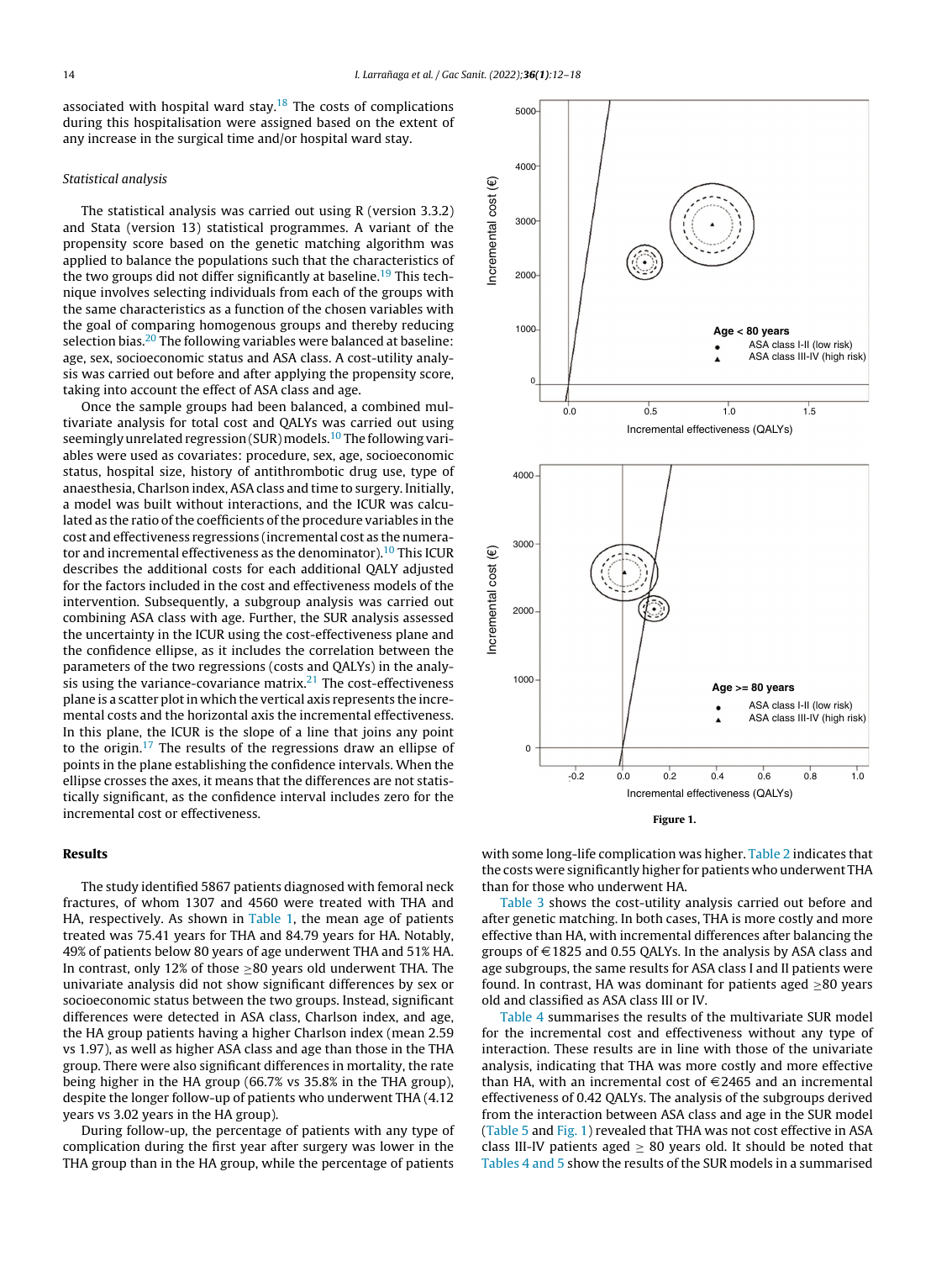associated with hospital ward stay.[18] The costs of complications during this hospitalisation were assigned based on the extent of any increase in the surgical time and/or hospital ward stay.

### *Statistical analysis*

The statistical analysis was carried out using R (version 3.3.2) and Stata (version 13) statistical programmes. A variant of the propensity score based on the genetic matching algorithm was applied to balance the populations such that the characteristics of the two groups did not differ significantly at baseline.[19] This technique involves selecting individuals from each of the groups with the same characteristics as a function of the chosen variables with the goal of comparing homogenous groups and thereby reducing selection bias.[20] The following variables were balanced at baseline: age, sex, socioeconomic status and ASA class. A cost-utility analysis was carried out before and after applying the propensity score, taking into account the effect of ASA class and age.

Once the sample groups had been balanced, a combined multivariate analysis for total cost and QALYs was carried out using seemingly unrelated regression (SUR) models.[10] The following variables were used as covariates: procedure, sex, age, socioeconomic status, hospital size, history of antithrombotic drug use, type of anaesthesia, Charlson index, ASA class and time to surgery. Initially, a model was built without interactions, and the ICUR was calculated as the ratio of the coefficients of the procedure variables in the cost and effectiveness regressions (incremental cost as the numerator and incremental effectiveness as the denominator).[10] This ICUR describes the additional costs for each additional QALY adjusted for the factors included in the cost and effectiveness models of the intervention. Subsequently, a subgroup analysis was carried out combining ASA class with age. Further, the SUR analysis assessed the uncertainty in the ICUR using the cost-effectiveness plane and the confidence ellipse, as it includes the correlation between the parameters of the two regressions (costs and QALYs) in the analysis using the variance-covariance matrix.[21] The cost-effectiveness plane is a scatter plot in which the vertical axis represents the incremental costs and the horizontal axis the incremental effectiveness. In this plane, the ICUR is the slope of a line that joins any point to the origin.[17] The results of the regressions draw an ellipse of points in the plane establishing the confidence intervals. When the ellipse crosses the axes, it means that the differences are not statistically significant, as the confidence interval includes zero for the incremental cost or effectiveness.

## Results

The study identified 5867 patients diagnosed with femoral neck fractures, of whom 1307 and 4560 were treated with THA and HA, respectively. As shown in Table 1, the mean age of patients treated was 75.41 years for THA and 84.79 years for HA. Notably, 49% of patients below 80 years of age underwent THA and 51% HA. In contrast, only 12% of those ≥80 years old underwent THA. The univariate analysis did not show significant differences by sex or socioeconomic status between the two groups. Instead, significant differences were detected in ASA class, Charlson index, and age, the HA group patients having a higher Charlson index (mean 2.59 vs 1.97), as well as higher ASA class and age than those in the THA group. There were also significant differences in mortality, the rate being higher in the HA group (66.7% vs 35.8% in the THA group), despite the longer follow-up of patients who underwent THA (4.12 years vs 3.02 years in the HA group).

During follow-up, the percentage of patients with any type of complication during the first year after surgery was lower in the THA group than in the HA group, while the percentage of patients with some long-life complication was higher. Table 2 indicates that the costs were significantly higher for patients who underwent THA than for those who underwent HA.

Table 3 shows the results of the cost-utility analysis carried out before and after genetic matching. In both cases, THA is more costly and more effective than HA, with incremental differences after balancing the groups of €1825 and 0.55 QALYs. In the analysis by ASA class and age subgroups, the same results for ASA class I and II patients were found. In contrast, HA was dominant for patients aged ≥80 years old and classified as ASA class III or IV.

Table 4 summarises the results of the multivariate SUR model for the incremental cost and effectiveness without any type of interaction. These results are in line with those of the univariate analysis, indicating that THA was more costly and more effective than HA, with an incremental cost of €2465 and an incremental effectiveness of 0.42 QALYs. The analysis of the subgroups derived from the interaction between ASA class and age in the SUR model (Table 5 and Fig. 1) revealed that THA was not cost effective in ASA class III-IV patients aged ≥ 80 years old. It should be noted that Tables 4 and 5 show the results of the SUR models in a summarised

**Figure 1.**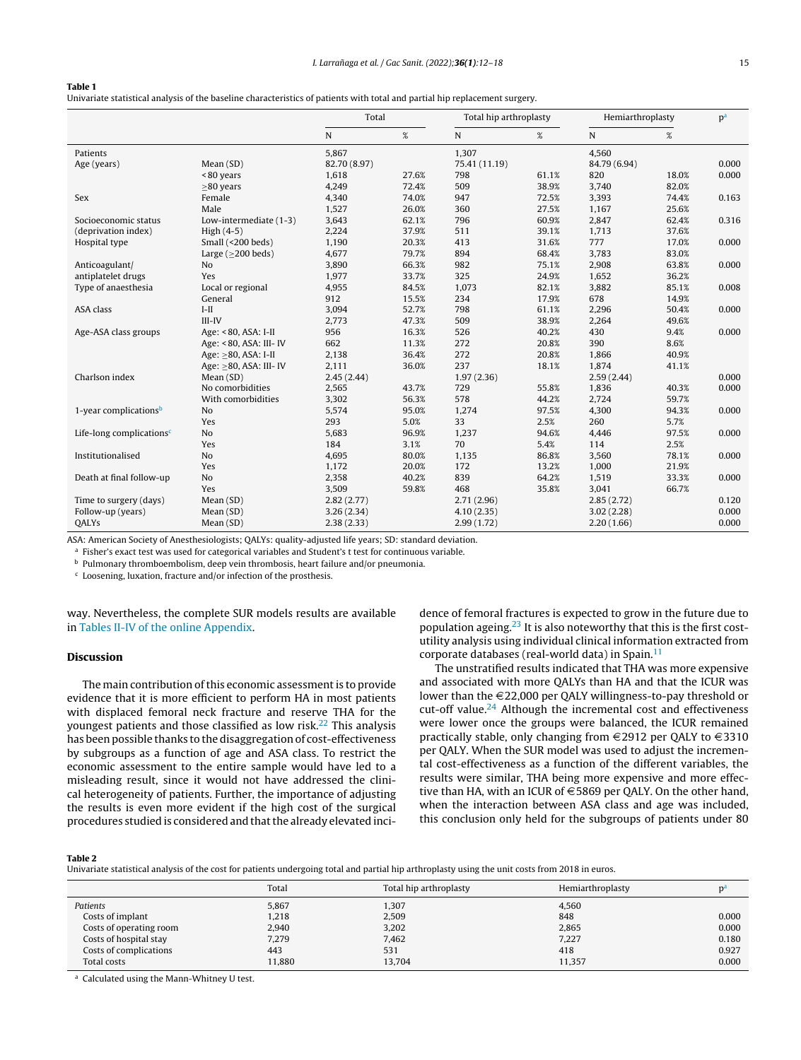**Table 1**
Univariate statistical analysis of the baseline characteristics of patients with total and partial hip replacement surgery.

| | | Total | | Total hip arthroplasty | | Hemiarthroplasty | | p[a] |
|---|---|---|---|---|---|---|---|---|
| | | N | % | N | % | N | % | |
| Patients | | 5,867 | | 1,307 | | 4,560 | | |
| Age (years) | Mean (SD) | 82.70 (8.97) | | 75.41 (11.19) | | 84.79 (6.94) | | 0.000 |
| | <80 years | 1,618 | 27.6% | 798 | 61.1% | 820 | 18.0% | 0.000 |
| | ≥80 years | 4,249 | 72.4% | 509 | 38.9% | 3,740 | 82.0% | |
| Sex | Female | 4,340 | 74.0% | 947 | 72.5% | 3,393 | 74.4% | 0.163 |
| | Male | 1,527 | 26.0% | 360 | 27.5% | 1,167 | 25.6% | |
| Socioeconomic status (deprivation index) | Low-intermediate (1-3) | 3,643 | 62.1% | 796 | 60.9% | 2,847 | 62.4% | 0.316 |
| | High (4-5) | 2,224 | 37.9% | 511 | 39.1% | 1,713 | 37.6% | |
| Hospital type | Small (<200 beds) | 1,190 | 20.3% | 413 | 31.6% | 777 | 17.0% | 0.000 |
| | Large (≥200 beds) | 4,677 | 79.7% | 894 | 68.4% | 3,783 | 83.0% | |
| Anticoagulant/ antiplatelet drugs | No | 3,890 | 66.3% | 982 | 75.1% | 2,908 | 63.8% | 0.000 |
| | Yes | 1,977 | 33.7% | 325 | 24.9% | 1,652 | 36.2% | |
| Type of anaesthesia | Local or regional | 4,955 | 84.5% | 1,073 | 82.1% | 3,882 | 85.1% | 0.008 |
| | General | 912 | 15.5% | 234 | 17.9% | 678 | 14.9% | |
| ASA class | I-II | 3,094 | 52.7% | 798 | 61.1% | 2,296 | 50.4% | 0.000 |
| | III-IV | 2,773 | 47.3% | 509 | 38.9% | 2,264 | 49.6% | |
| Age-ASA class groups | Age: <80, ASA: I-II | 956 | 16.3% | 526 | 40.2% | 430 | 9.4% | 0.000 |
| | Age: <80, ASA: III- IV | 662 | 11.3% | 272 | 20.8% | 390 | 8.6% | |
| | Age: ≥80, ASA: I-II | 2,138 | 36.4% | 272 | 20.8% | 1,866 | 40.9% | |
| | Age: ≥80, ASA: III- IV | 2,111 | 36.0% | 237 | 18.1% | 1,874 | 41.1% | |
| Charlson index | Mean (SD) | 2.45 (2.44) | | 1.97 (2.36) | | 2.59 (2.44) | | 0.000 |
| | No comorbidities | 2,565 | 43.7% | 729 | 55.8% | 1,836 | 40.3% | 0.000 |
| | With comorbidities | 3,302 | 56.3% | 578 | 44.2% | 2,724 | 59.7% | |
| 1-year complications[b] | No | 5,574 | 95.0% | 1,274 | 97.5% | 4,300 | 94.3% | 0.000 |
| | Yes | 293 | 5.0% | 33 | 2.5% | 260 | 5.7% | |
| Life-long complications[c] | No | 5,683 | 96.9% | 1,237 | 94.6% | 4,446 | 97.5% | 0.000 |
| | Yes | 184 | 3.1% | 70 | 5.4% | 114 | 2.5% | |
| Institutionalised | No | 4,695 | 80.0% | 1,135 | 86.8% | 3,560 | 78.1% | 0.000 |
| | Yes | 1,172 | 20.0% | 172 | 13.2% | 1,000 | 21.9% | |
| Death at final follow-up | No | 2,358 | 40.2% | 839 | 64.2% | 1,519 | 33.3% | 0.000 |
| | Yes | 3,509 | 59.8% | 468 | 35.8% | 3,041 | 66.7% | |
| Time to surgery (days) | Mean (SD) | 2.82 (2.77) | | 2.71 (2.96) | | 2.85 (2.72) | | 0.120 |
| Follow-up (years) | Mean (SD) | 3.26 (2.34) | | 4.10 (2.35) | | 3.02 (2.28) | | 0.000 |
| QALYs | Mean (SD) | 2.38 (2.33) | | 2.99 (1.72) | | 2.20 (1.66) | | 0.000 |

ASA: American Society of Anesthesiologists; QALYs: quality-adjusted life years; SD: standard deviation.

[a] Fisher's exact test was used for categorical variables and Student's t test for continuous variable.

[b] Pulmonary thromboembolism, deep vein thrombosis, heart failure and/or pneumonia.

[c] Loosening, luxation, fracture and/or infection of the prosthesis.

way. Nevertheless, the complete SUR models results are available in Tables II-IV of the online Appendix.

## Discussion

The main contribution of this economic assessment is to provide evidence that it is more efficient to perform HA in most patients with displaced femoral neck fracture and reserve THA for the youngest patients and those classified as low risk.[22] This analysis has been possible thanks to the disaggregation of cost-effectiveness by subgroups as a function of age and ASA class. To restrict the economic assessment to the entire sample would have led to a misleading result, since it would not have addressed the clinical heterogeneity of patients. Further, the importance of adjusting the results is even more evident if the high cost of the surgical procedures studied is considered and that the already elevated incidence of femoral fractures is expected to grow in the future due to population ageing.[23] It is also noteworthy that this is the first cost-utility analysis using individual clinical information extracted from corporate databases (real-world data) in Spain.[11]

The unstratified results indicated that THA was more expensive and associated with more QALYs than HA and that the ICUR was lower than the €22,000 per QALY willingness-to-pay threshold or cut-off value.[24] Although the incremental cost and effectiveness were lower once the groups were balanced, the ICUR remained practically stable, only changing from €2912 per QALY to €3310 per QALY. When the SUR model was used to adjust the incremental cost-effectiveness as a function of the different variables, the results were similar, THA being more expensive and more effective than HA, with an ICUR of €5869 per QALY. On the other hand, when the interaction between ASA class and age was included, this conclusion only held for the subgroups of patients under 80

**Table 2**
Univariate statistical analysis of the cost for patients undergoing total and partial hip arthroplasty using the unit costs from 2018 in euros.

| | Total | Total hip arthroplasty | Hemiarthroplasty | p[a] |
|---|---|---|---|---|
| *Patients* | 5,867 | 1,307 | 4,560 | |
| Costs of implant | 1,218 | 2,509 | 848 | 0.000 |
| Costs of operating room | 2,940 | 3,202 | 2,865 | 0.000 |
| Costs of hospital stay | 7,279 | 7,462 | 7,227 | 0.180 |
| Costs of complications | 443 | 531 | 418 | 0.927 |
| Total costs | 11,880 | 13,704 | 11,357 | 0.000 |

[a] Calculated using the Mann-Whitney U test.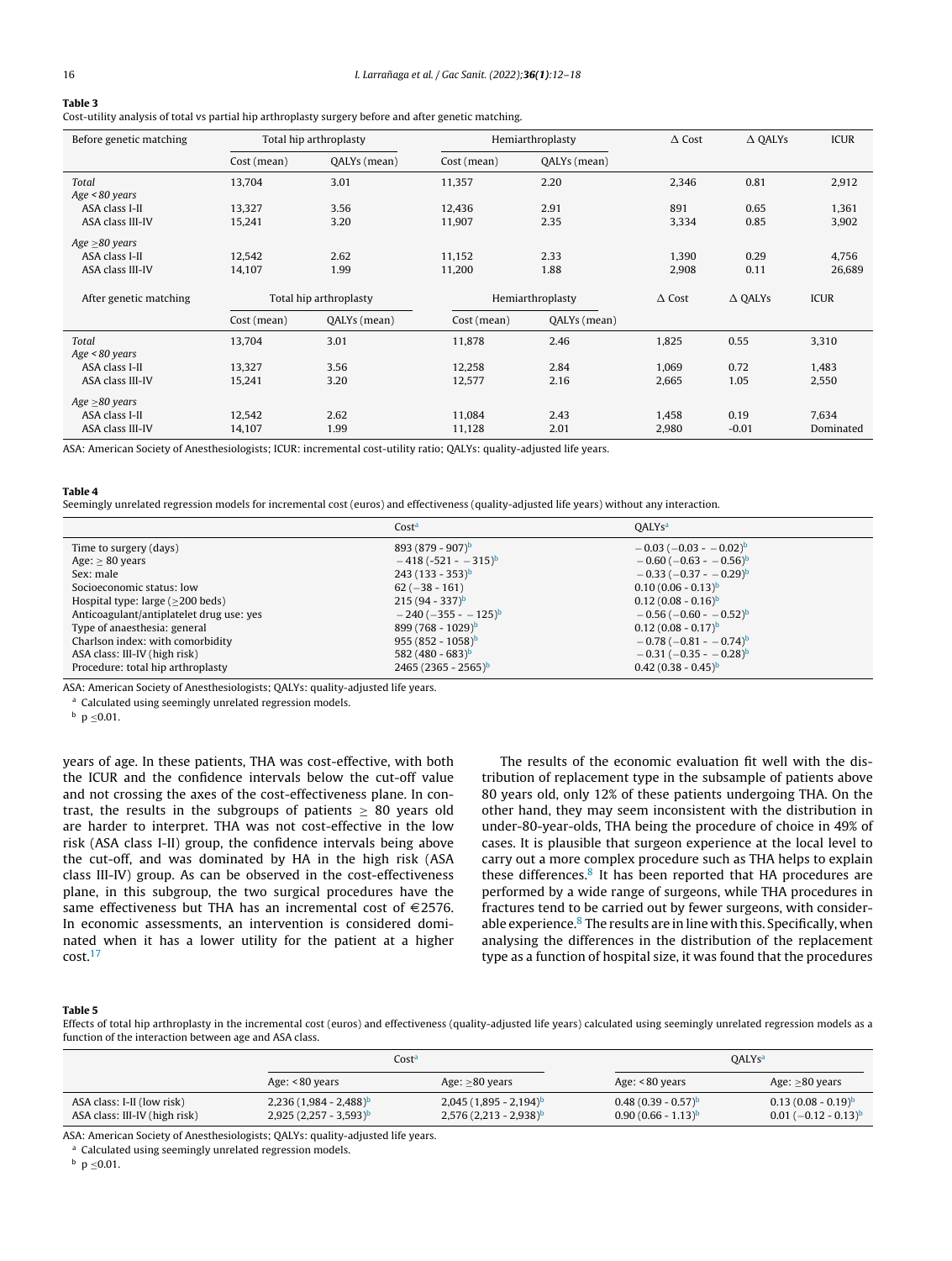**Table 3**
Cost-utility analysis of total vs partial hip arthroplasty surgery before and after genetic matching.

| Before genetic matching | Total hip arthroplasty | | Hemiarthroplasty | | Δ Cost | Δ QALYs | ICUR |
|---|---|---|---|---|---|---|---|
| | Cost (mean) | QALYs (mean) | Cost (mean) | QALYs (mean) | | | |
| *Total* | 13,704 | 3.01 | 11,357 | 2.20 | 2,346 | 0.81 | 2,912 |
| *Age < 80 years* | | | | | | | |
| ASA class I-II | 13,327 | 3.56 | 12,436 | 2.91 | 891 | 0.65 | 1,361 |
| ASA class III-IV | 15,241 | 3.20 | 11,907 | 2.35 | 3,334 | 0.85 | 3,902 |
| *Age ≥80 years* | | | | | | | |
| ASA class I-II | 12,542 | 2.62 | 11,152 | 2.33 | 1,390 | 0.29 | 4,756 |
| ASA class III-IV | 14,107 | 1.99 | 11,200 | 1.88 | 2,908 | 0.11 | 26,689 |
| **After genetic matching** | **Total hip arthroplasty** | | **Hemiarthroplasty** | | **Δ Cost** | **Δ QALYs** | **ICUR** |
| | Cost (mean) | QALYs (mean) | Cost (mean) | QALYs (mean) | | | |
| *Total* | 13,704 | 3.01 | 11,878 | 2.46 | 1,825 | 0.55 | 3,310 |
| *Age < 80 years* | | | | | | | |
| ASA class I-II | 13,327 | 3.56 | 12,258 | 2.84 | 1,069 | 0.72 | 1,483 |
| ASA class III-IV | 15,241 | 3.20 | 12,577 | 2.16 | 2,665 | 1.05 | 2,550 |
| *Age ≥80 years* | | | | | | | |
| ASA class I-II | 12,542 | 2.62 | 11,084 | 2.43 | 1,458 | 0.19 | 7,634 |
| ASA class III-IV | 14,107 | 1.99 | 11,128 | 2.01 | 2,980 | -0.01 | Dominated |

ASA: American Society of Anesthesiologists; ICUR: incremental cost-utility ratio; QALYs: quality-adjusted life years.

**Table 4**
Seemingly unrelated regression models for incremental cost (euros) and effectiveness (quality-adjusted life years) without any interaction.

| | Cost[a] | QALYs[a] |
|---|---|---|
| Time to surgery (days) | 893 (879 - 907)[b] | −0.03 (−0.03 - −0.02)[b] |
| Age: ≥ 80 years | −418 (-521 - −315)[b] | −0.60 (−0.63 - −0.56)[b] |
| Sex: male | 243 (133 - 353)[b] | −0.33 (−0.37 - −0.29)[b] |
| Socioeconomic status: low | 62 (−38 - 161) | 0.10 (0.06 - 0.13)[b] |
| Hospital type: large (≥200 beds) | 215 (94 - 337)[b] | 0.12 (0.08 - 0.16)[b] |
| Anticoagulant/antiplatelet drug use: yes | −240 (−355 - −125)[b] | −0.56 (−0.60 - −0.52)[b] |
| Type of anaesthesia: general | 899 (768 - 1029)[b] | 0.12 (0.08 - 0.17)[b] |
| Charlson index: with comorbidity | 955 (852 - 1058)[b] | −0.78 (−0.81 - −0.74)[b] |
| ASA class: III-IV (high risk) | 582 (480 - 683)[b] | −0.31 (−0.35 - −0.28)[b] |
| Procedure: total hip arthroplasty | 2465 (2365 - 2565)[b] | 0.42 (0.38 - 0.45)[b] |

ASA: American Society of Anesthesiologists; QALYs: quality-adjusted life years.
[a] Calculated using seemingly unrelated regression models.
[b] p ≤0.01.

years of age. In these patients, THA was cost-effective, with both the ICUR and the confidence intervals below the cut-off value and not crossing the axes of the cost-effectiveness plane. In contrast, the results in the subgroups of patients ≥ 80 years old are harder to interpret. THA was not cost-effective in the low risk (ASA class I-II) group, the confidence intervals being above the cut-off, and was dominated by HA in the high risk (ASA class III-IV) group. As can be observed in the cost-effectiveness plane, in this subgroup, the two surgical procedures have the same effectiveness but THA has an incremental cost of €2576. In economic assessments, an intervention is considered dominated when it has a lower utility for the patient at a higher cost.[17]

The results of the economic evaluation fit well with the distribution of replacement type in the subsample of patients above 80 years old, only 12% of these patients undergoing THA. On the other hand, they may seem inconsistent with the distribution in under-80-year-olds, THA being the procedure of choice in 49% of cases. It is plausible that surgeon experience at the local level to carry out a more complex procedure such as THA helps to explain these differences.[8] It has been reported that HA procedures are performed by a wide range of surgeons, while THA procedures in fractures tend to be carried out by fewer surgeons, with considerable experience.[8] The results are in line with this. Specifically, when analysing the differences in the distribution of the replacement type as a function of hospital size, it was found that the procedures

**Table 5**
Effects of total hip arthroplasty in the incremental cost (euros) and effectiveness (quality-adjusted life years) calculated using seemingly unrelated regression models as a function of the interaction between age and ASA class.

| | Cost[a] | | QALYs[a] | |
|---|---|---|---|---|
| | Age: <80 years | Age: ≥80 years | Age: <80 years | Age: ≥80 years |
| ASA class: I-II (low risk) | 2,236 (1,984 - 2,488)[b] | 2,045 (1,895 - 2,194)[b] | 0.48 (0.39 - 0.57)[b] | 0.13 (0.08 - 0.19)[b] |
| ASA class: III-IV (high risk) | 2,925 (2,257 - 3,593)[b] | 2,576 (2,213 - 2,938)[b] | 0.90 (0.66 - 1.13)[b] | 0.01 (−0.12 - 0.13)[b] |

ASA: American Society of Anesthesiologists; QALYs: quality-adjusted life years.
[a] Calculated using seemingly unrelated regression models.
[b] p ≤0.01.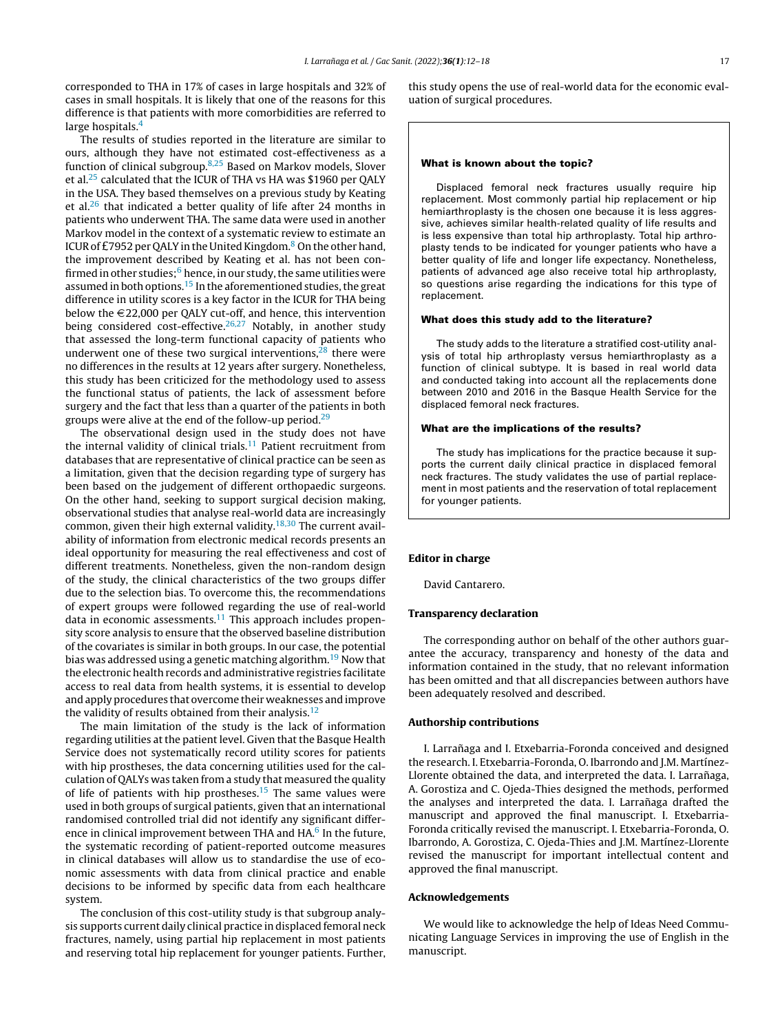corresponded to THA in 17% of cases in large hospitals and 32% of cases in small hospitals. It is likely that one of the reasons for this difference is that patients with more comorbidities are referred to large hospitals.[4]

The results of studies reported in the literature are similar to ours, although they have not estimated cost-effectiveness as a function of clinical subgroup.[8,25] Based on Markov models, Slover et al.[25] calculated that the ICUR of THA vs HA was $1960 per QALY in the USA. They based themselves on a previous study by Keating et al.[26] that indicated a better quality of life after 24 months in patients who underwent THA. The same data were used in another Markov model in the context of a systematic review to estimate an ICUR of £7952 per QALY in the United Kingdom.[8] On the other hand, the improvement described by Keating et al. has not been confirmed in other studies;[6] hence, in our study, the same utilities were assumed in both options.[15] In the aforementioned studies, the great difference in utility scores is a key factor in the ICUR for THA being below the €22,000 per QALY cut-off, and hence, this intervention being considered cost-effective.[26,27] Notably, in another study that assessed the long-term functional capacity of patients who underwent one of these two surgical interventions,[28] there were no differences in the results at 12 years after surgery. Nonetheless, this study has been criticized for the methodology used to assess the functional status of patients, the lack of assessment before surgery and the fact that less than a quarter of the patients in both groups were alive at the end of the follow-up period.[29]

The observational design used in the study does not have the internal validity of clinical trials.[11] Patient recruitment from databases that are representative of clinical practice can be seen as a limitation, given that the decision regarding type of surgery has been based on the judgement of different orthopaedic surgeons. On the other hand, seeking to support surgical decision making, observational studies that analyse real-world data are increasingly common, given their high external validity.[18,30] The current availability of information from electronic medical records presents an ideal opportunity for measuring the real effectiveness and cost of different treatments. Nonetheless, given the non-random design of the study, the clinical characteristics of the two groups differ due to the selection bias. To overcome this, the recommendations of expert groups were followed regarding the use of real-world data in economic assessments.[11] This approach includes propensity score analysis to ensure that the observed baseline distribution of the covariates is similar in both groups. In our case, the potential bias was addressed using a genetic matching algorithm.[19] Now that the electronic health records and administrative registries facilitate access to real data from health systems, it is essential to develop and apply procedures that overcome their weaknesses and improve the validity of results obtained from their analysis.[12]

The main limitation of the study is the lack of information regarding utilities at the patient level. Given that the Basque Health Service does not systematically record utility scores for patients with hip prostheses, the data concerning utilities used for the calculation of QALYs was taken from a study that measured the quality of life of patients with hip prostheses.[15] The same values were used in both groups of surgical patients, given that an international randomised controlled trial did not identify any significant difference in clinical improvement between THA and HA.[6] In the future, the systematic recording of patient-reported outcome measures in clinical databases will allow us to standardise the use of economic assessments with data from clinical practice and enable decisions to be informed by specific data from each healthcare system.

The conclusion of this cost-utility study is that subgroup analysis supports current daily clinical practice in displaced femoral neck fractures, namely, using partial hip replacement in most patients and reserving total hip replacement for younger patients. Further, this study opens the use of real-world data for the economic evaluation of surgical procedures.

**What is known about the topic?**

Displaced femoral neck fractures usually require hip replacement. Most commonly partial hip replacement or hip hemiarthroplasty is the chosen one because it is less aggressive, achieves similar health-related quality of life results and is less expensive than total hip arthroplasty. Total hip arthroplasty tends to be indicated for younger patients who have a better quality of life and longer life expectancy. Nonetheless, patients of advanced age also receive total hip arthroplasty, so questions arise regarding the indications for this type of replacement.

**What does this study add to the literature?**

The study adds to the literature a stratified cost-utility analysis of total hip arthroplasty versus hemiarthroplasty as a function of clinical subtype. It is based in real world data and conducted taking into account all the replacements done between 2010 and 2016 in the Basque Health Service for the displaced femoral neck fractures.

**What are the implications of the results?**

The study has implications for the practice because it supports the current daily clinical practice in displaced femoral neck fractures. The study validates the use of partial replacement in most patients and the reservation of total replacement for younger patients.

## Editor in charge

David Cantarero.

## Transparency declaration

The corresponding author on behalf of the other authors guarantee the accuracy, transparency and honesty of the data and information contained in the study, that no relevant information has been omitted and that all discrepancies between authors have been adequately resolved and described.

## Authorship contributions

I. Larrañaga and I. Etxebarria-Foronda conceived and designed the research. I. Etxebarria-Foronda, O. Ibarrondo and J.M. Martínez-Llorente obtained the data, and interpreted the data. I. Larrañaga, A. Gorostiza and C. Ojeda-Thies designed the methods, performed the analyses and interpreted the data. I. Larrañaga drafted the manuscript and approved the final manuscript. I. Etxebarria-Foronda critically revised the manuscript. I. Etxebarria-Foronda, O. Ibarrondo, A. Gorostiza, C. Ojeda-Thies and J.M. Martínez-Llorente revised the manuscript for important intellectual content and approved the final manuscript.

## Acknowledgements

We would like to acknowledge the help of Ideas Need Communicating Language Services in improving the use of English in the manuscript.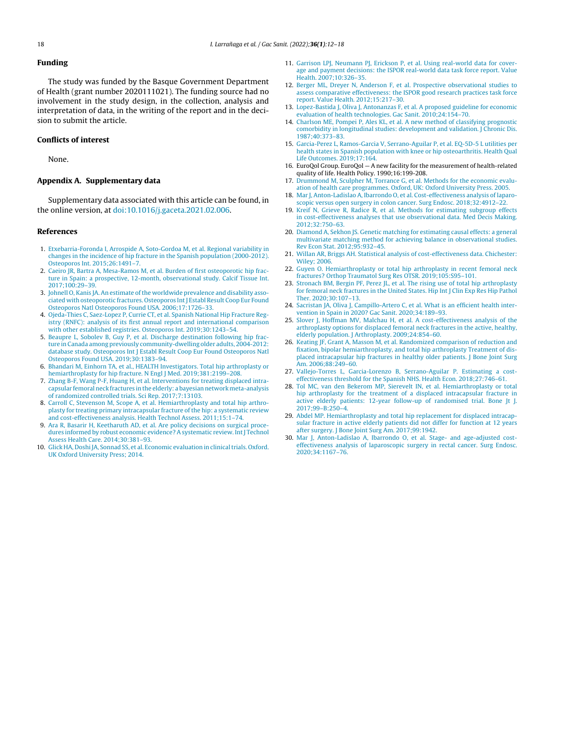## Funding

The study was funded by the Basque Government Department of Health (grant number 2020111021). The funding source had no involvement in the study design, in the collection, analysis and interpretation of data, in the writing of the report and in the decision to submit the article.

## Conflicts of interest

None.

## Appendix A. Supplementary data

Supplementary data associated with this article can be found, in the online version, at doi:10.1016/j.gaceta.2021.02.006.

## References

1. Etxebarria-Foronda I, Arrospide A, Soto-Gordoa M, et al. Regional variability in changes in the incidence of hip fracture in the Spanish population (2000-2012). Osteoporos Int. 2015;26:1491–7.
2. Caeiro JR, Bartra A, Mesa-Ramos M, et al. Burden of first osteoporotic hip fracture in Spain: a prospective, 12-month, observational study. Calcif Tissue Int. 2017;100:29–39.
3. Johnell O, Kanis JA. An estimate of the worldwide prevalence and disability associated with osteoporotic fractures. Osteoporos Int J Establ Result Coop Eur Found Osteoporos Natl Osteoporos Found USA. 2006;17:1726–33.
4. Ojeda-Thies C, Saez-Lopez P, Currie CT, et al. Spanish National Hip Fracture Registry (RNFC): analysis of its first annual report and international comparison with other established registries. Osteoporos Int. 2019;30:1243–54.
5. Beaupre L, Sobolev B, Guy P, et al. Discharge destination following hip fracture in Canada among previously community-dwelling older adults, 2004-2012: database study. Osteoporos Int J Establ Result Coop Eur Found Osteoporos Natl Osteoporos Found USA. 2019;30:1383–94.
6. Bhandari M, Einhorn TA, et al., HEALTH Investigators. Total hip arthroplasty or hemiarthroplasty for hip fracture. N Engl J Med. 2019;381:2199–208.
7. Zhang B-F, Wang P-F, Huang H, et al. Interventions for treating displaced intracapsular femoral neck fractures in the elderly: a bayesian network meta-analysis of randomized controlled trials. Sci Rep. 2017;7:13103.
8. Carroll C, Stevenson M, Scope A, et al. Hemiarthroplasty and total hip arthroplasty for treating primary intracapsular fracture of the hip: a systematic review and cost-effectiveness analysis. Health Technol Assess. 2011;15:1–74.
9. Ara R, Basarir H, Keetharuth AD, et al. Are policy decisions on surgical procedures informed by robust economic evidence? A systematic review. Int J Technol Assess Health Care. 2014;30:381–93.
10. Glick HA, Doshi JA, Sonnad SS, et al. Economic evaluation in clinical trials. Oxford. UK Oxford University Press; 2014.
11. Garrison LPJ, Neumann PJ, Erickson P, et al. Using real-world data for coverage and payment decisions: the ISPOR real-world data task force report. Value Health. 2007;10:326–35.
12. Berger ML, Dreyer N, Anderson F, et al. Prospective observational studies to assess comparative effectiveness: the ISPOR good research practices task force report. Value Health. 2012;15:217–30.
13. Lopez-Bastida J, Oliva J, Antonanzas F, et al. A proposed guideline for economic evaluation of health technologies. Gac Sanit. 2010;24:154–70.
14. Charlson ME, Pompei P, Ales KL, et al. A new method of classifying prognostic comorbidity in longitudinal studies: development and validation. J Chronic Dis. 1987;40:373–83.
15. Garcia-Perez L, Ramos-Garcia V, Serrano-Aguilar P, et al. EQ-5D-5 L utilities per health states in Spanish population with knee or hip osteoarthritis. Health Qual Life Outcomes. 2019;17:164.
16. EuroQol Group. EuroQol — A new facility for the measurement of health-related quality of life. Health Policy. 1990;16:199-208.
17. Drummond M, Sculpher M, Torrance G, et al. Methods for the economic evaluation of health care programmes. Oxford, UK: Oxford University Press. 2005.
18. Mar J, Anton-Ladislao A, Ibarrondo O, et al. Cost-effectiveness analysis of laparoscopic versus open surgery in colon cancer. Surg Endosc. 2018;32:4912–22.
19. Kreif N, Grieve R, Radice R, et al. Methods for estimating subgroup effects in cost-effectiveness analyses that use observational data. Med Decis Making. 2012;32:750–63.
20. Diamond A, Sekhon JS. Genetic matching for estimating causal effects: a general multivariate matching method for achieving balance in observational studies. Rev Econ Stat. 2012;95:932–45.
21. Willan AR, Briggs AH. Statistical analysis of cost-effectiveness data. Chichester: Wiley; 2006.
22. Guyen O. Hemiarthroplasty or total hip arthroplasty in recent femoral neck fractures? Orthop Traumatol Surg Res OTSR. 2019;105:S95–101.
23. Stronach BM, Bergin PF, Perez JL, et al. The rising use of total hip arthroplasty for femoral neck fractures in the United States. Hip Int J Clin Exp Res Hip Pathol Ther. 2020;30:107–13.
24. Sacristan JA, Oliva J, Campillo-Artero C, et al. What is an efficient health intervention in Spain in 2020? Gac Sanit. 2020;34:189–93.
25. Slover J, Hoffman MV, Malchau H, et al. A cost-effectiveness analysis of the arthroplasty options for displaced femoral neck fractures in the active, healthy, elderly population. J Arthroplasty. 2009;24:854–60.
26. Keating JF, Grant A, Masson M, et al. Randomized comparison of reduction and fixation, bipolar hemiarthroplasty, and total hip arthroplasty Treatment of displaced intracapsular hip fractures in healthy older patients. J Bone Joint Surg Am. 2006;88:249–60.
27. Vallejo-Torres L, Garcia-Lorenzo B, Serrano-Aguilar P. Estimating a cost-effectiveness threshold for the Spanish NHS. Health Econ. 2018;27:746–61.
28. Tol MC, van den Bekerom MP, Sierevelt IN, et al. Hemiarthroplasty or total hip arthroplasty for the treatment of a displaced intracapsular fracture in active elderly patients: 12-year follow-up of randomised trial. Bone Jt J. 2017;99–B:250–4.
29. Abdel MP. Hemiarthroplasty and total hip replacement for displaced intracapsular fracture in active elderly patients did not differ for function at 12 years after surgery. J Bone Joint Surg Am. 2017;99:1942.
30. Mar J, Anton-Ladislao A, Ibarrondo O, et al. Stage- and age-adjusted cost-effectiveness analysis of laparoscopic surgery in rectal cancer. Surg Endosc. 2020;34:1167–76.